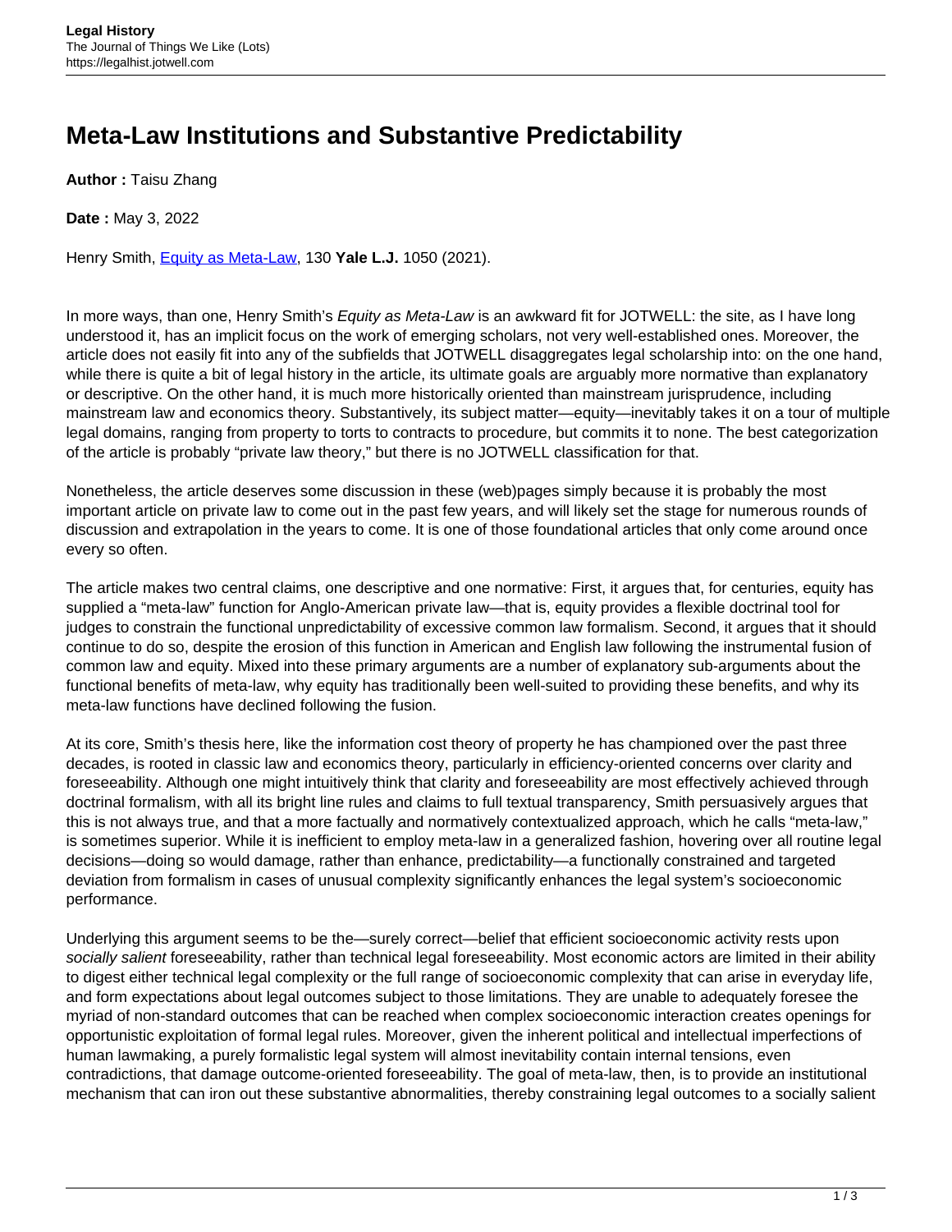# Meta-Law Institutions and Substantive Predictability

**Author :** Taisu Zhang

**Date :** May 3, 2022

Henry Smith, [Equity as Meta-Law](), 130 **Yale L.J.** 1050 (2021).

In more ways, than one, Henry Smith's *Equity as Meta-Law* is an awkward fit for JOTWELL: the site, as I have long understood it, has an implicit focus on the work of emerging scholars, not very well-established ones. Moreover, the article does not easily fit into any of the subfields that JOTWELL disaggregates legal scholarship into: on the one hand, while there is quite a bit of legal history in the article, its ultimate goals are arguably more normative than explanatory or descriptive. On the other hand, it is much more historically oriented than mainstream jurisprudence, including mainstream law and economics theory. Substantively, its subject matter—equity—inevitably takes it on a tour of multiple legal domains, ranging from property to torts to contracts to procedure, but commits it to none. The best categorization of the article is probably "private law theory," but there is no JOTWELL classification for that.

Nonetheless, the article deserves some discussion in these (web)pages simply because it is probably the most important article on private law to come out in the past few years, and will likely set the stage for numerous rounds of discussion and extrapolation in the years to come. It is one of those foundational articles that only come around once every so often.

The article makes two central claims, one descriptive and one normative: First, it argues that, for centuries, equity has supplied a "meta-law" function for Anglo-American private law—that is, equity provides a flexible doctrinal tool for judges to constrain the functional unpredictability of excessive common law formalism. Second, it argues that it should continue to do so, despite the erosion of this function in American and English law following the instrumental fusion of common law and equity. Mixed into these primary arguments are a number of explanatory sub-arguments about the functional benefits of meta-law, why equity has traditionally been well-suited to providing these benefits, and why its meta-law functions have declined following the fusion.

At its core, Smith's thesis here, like the information cost theory of property he has championed over the past three decades, is rooted in classic law and economics theory, particularly in efficiency-oriented concerns over clarity and foreseeability. Although one might intuitively think that clarity and foreseeability are most effectively achieved through doctrinal formalism, with all its bright line rules and claims to full textual transparency, Smith persuasively argues that this is not always true, and that a more factually and normatively contextualized approach, which he calls "meta-law," is sometimes superior. While it is inefficient to employ meta-law in a generalized fashion, hovering over all routine legal decisions—doing so would damage, rather than enhance, predictability—a functionally constrained and targeted deviation from formalism in cases of unusual complexity significantly enhances the legal system's socioeconomic performance.

Underlying this argument seems to be the—surely correct—belief that efficient socioeconomic activity rests upon *socially salient* foreseeability, rather than technical legal foreseeability. Most economic actors are limited in their ability to digest either technical legal complexity or the full range of socioeconomic complexity that can arise in everyday life, and form expectations about legal outcomes subject to those limitations. They are unable to adequately foresee the myriad of non-standard outcomes that can be reached when complex socioeconomic interaction creates openings for opportunistic exploitation of formal legal rules. Moreover, given the inherent political and intellectual imperfections of human lawmaking, a purely formalistic legal system will almost inevitability contain internal tensions, even contradictions, that damage outcome-oriented foreseeability. The goal of meta-law, then, is to provide an institutional mechanism that can iron out these substantive abnormalities, thereby constraining legal outcomes to a socially salient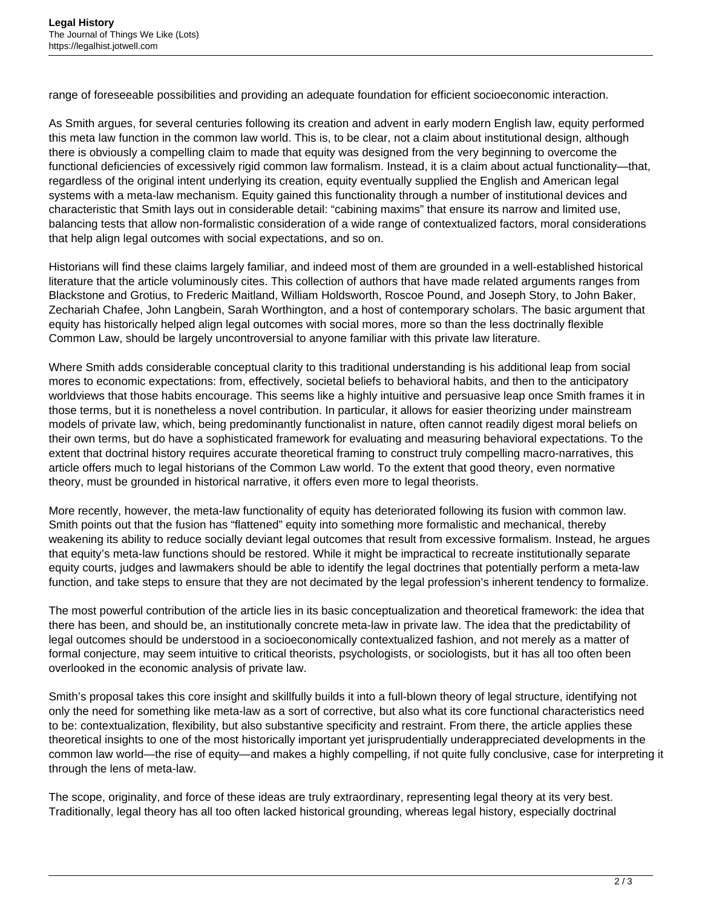range of foreseeable possibilities and providing an adequate foundation for efficient socioeconomic interaction.

As Smith argues, for several centuries following its creation and advent in early modern English law, equity performed this meta law function in the common law world. This is, to be clear, not a claim about institutional design, although there is obviously a compelling claim to made that equity was designed from the very beginning to overcome the functional deficiencies of excessively rigid common law formalism. Instead, it is a claim about actual functionality—that, regardless of the original intent underlying its creation, equity eventually supplied the English and American legal systems with a meta-law mechanism. Equity gained this functionality through a number of institutional devices and characteristic that Smith lays out in considerable detail: "cabining maxims" that ensure its narrow and limited use, balancing tests that allow non-formalistic consideration of a wide range of contextualized factors, moral considerations that help align legal outcomes with social expectations, and so on.

Historians will find these claims largely familiar, and indeed most of them are grounded in a well-established historical literature that the article voluminously cites. This collection of authors that have made related arguments ranges from Blackstone and Grotius, to Frederic Maitland, William Holdsworth, Roscoe Pound, and Joseph Story, to John Baker, Zechariah Chafee, John Langbein, Sarah Worthington, and a host of contemporary scholars. The basic argument that equity has historically helped align legal outcomes with social mores, more so than the less doctrinally flexible Common Law, should be largely uncontroversial to anyone familiar with this private law literature.

Where Smith adds considerable conceptual clarity to this traditional understanding is his additional leap from social mores to economic expectations: from, effectively, societal beliefs to behavioral habits, and then to the anticipatory worldviews that those habits encourage. This seems like a highly intuitive and persuasive leap once Smith frames it in those terms, but it is nonetheless a novel contribution. In particular, it allows for easier theorizing under mainstream models of private law, which, being predominantly functionalist in nature, often cannot readily digest moral beliefs on their own terms, but do have a sophisticated framework for evaluating and measuring behavioral expectations. To the extent that doctrinal history requires accurate theoretical framing to construct truly compelling macro-narratives, this article offers much to legal historians of the Common Law world. To the extent that good theory, even normative theory, must be grounded in historical narrative, it offers even more to legal theorists.

More recently, however, the meta-law functionality of equity has deteriorated following its fusion with common law. Smith points out that the fusion has "flattened" equity into something more formalistic and mechanical, thereby weakening its ability to reduce socially deviant legal outcomes that result from excessive formalism. Instead, he argues that equity's meta-law functions should be restored. While it might be impractical to recreate institutionally separate equity courts, judges and lawmakers should be able to identify the legal doctrines that potentially perform a meta-law function, and take steps to ensure that they are not decimated by the legal profession's inherent tendency to formalize.

The most powerful contribution of the article lies in its basic conceptualization and theoretical framework: the idea that there has been, and should be, an institutionally concrete meta-law in private law. The idea that the predictability of legal outcomes should be understood in a socioeconomically contextualized fashion, and not merely as a matter of formal conjecture, may seem intuitive to critical theorists, psychologists, or sociologists, but it has all too often been overlooked in the economic analysis of private law.

Smith's proposal takes this core insight and skillfully builds it into a full-blown theory of legal structure, identifying not only the need for something like meta-law as a sort of corrective, but also what its core functional characteristics need to be: contextualization, flexibility, but also substantive specificity and restraint. From there, the article applies these theoretical insights to one of the most historically important yet jurisprudentially underappreciated developments in the common law world—the rise of equity—and makes a highly compelling, if not quite fully conclusive, case for interpreting it through the lens of meta-law.

The scope, originality, and force of these ideas are truly extraordinary, representing legal theory at its very best. Traditionally, legal theory has all too often lacked historical grounding, whereas legal history, especially doctrinal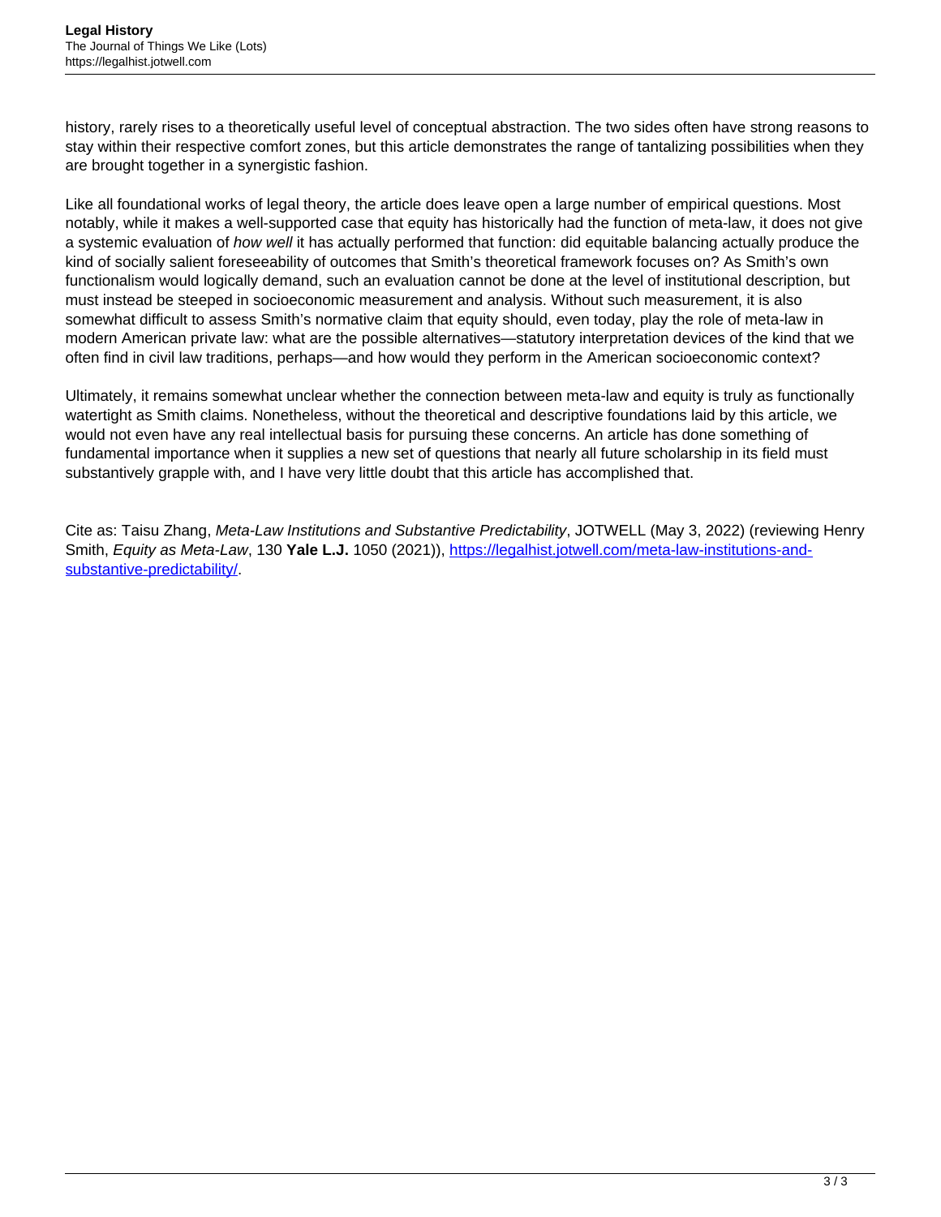history, rarely rises to a theoretically useful level of conceptual abstraction. The two sides often have strong reasons to stay within their respective comfort zones, but this article demonstrates the range of tantalizing possibilities when they are brought together in a synergistic fashion.

Like all foundational works of legal theory, the article does leave open a large number of empirical questions. Most notably, while it makes a well-supported case that equity has historically had the function of meta-law, it does not give a systemic evaluation of *how well* it has actually performed that function: did equitable balancing actually produce the kind of socially salient foreseeability of outcomes that Smith's theoretical framework focuses on? As Smith's own functionalism would logically demand, such an evaluation cannot be done at the level of institutional description, but must instead be steeped in socioeconomic measurement and analysis. Without such measurement, it is also somewhat difficult to assess Smith's normative claim that equity should, even today, play the role of meta-law in modern American private law: what are the possible alternatives—statutory interpretation devices of the kind that we often find in civil law traditions, perhaps—and how would they perform in the American socioeconomic context?

Ultimately, it remains somewhat unclear whether the connection between meta-law and equity is truly as functionally watertight as Smith claims. Nonetheless, without the theoretical and descriptive foundations laid by this article, we would not even have any real intellectual basis for pursuing these concerns. An article has done something of fundamental importance when it supplies a new set of questions that nearly all future scholarship in its field must substantively grapple with, and I have very little doubt that this article has accomplished that.

Cite as: Taisu Zhang, *Meta-Law Institutions and Substantive Predictability*, JOTWELL (May 3, 2022) (reviewing Henry Smith, *Equity as Meta-Law*, 130 **Yale L.J.** 1050 (2021)), [https://legalhist.jotwell.com/meta-law-institutions-and-substantive-predictability/](https://legalhist.jotwell.com/meta-law-institutions-and-substantive-predictability/).